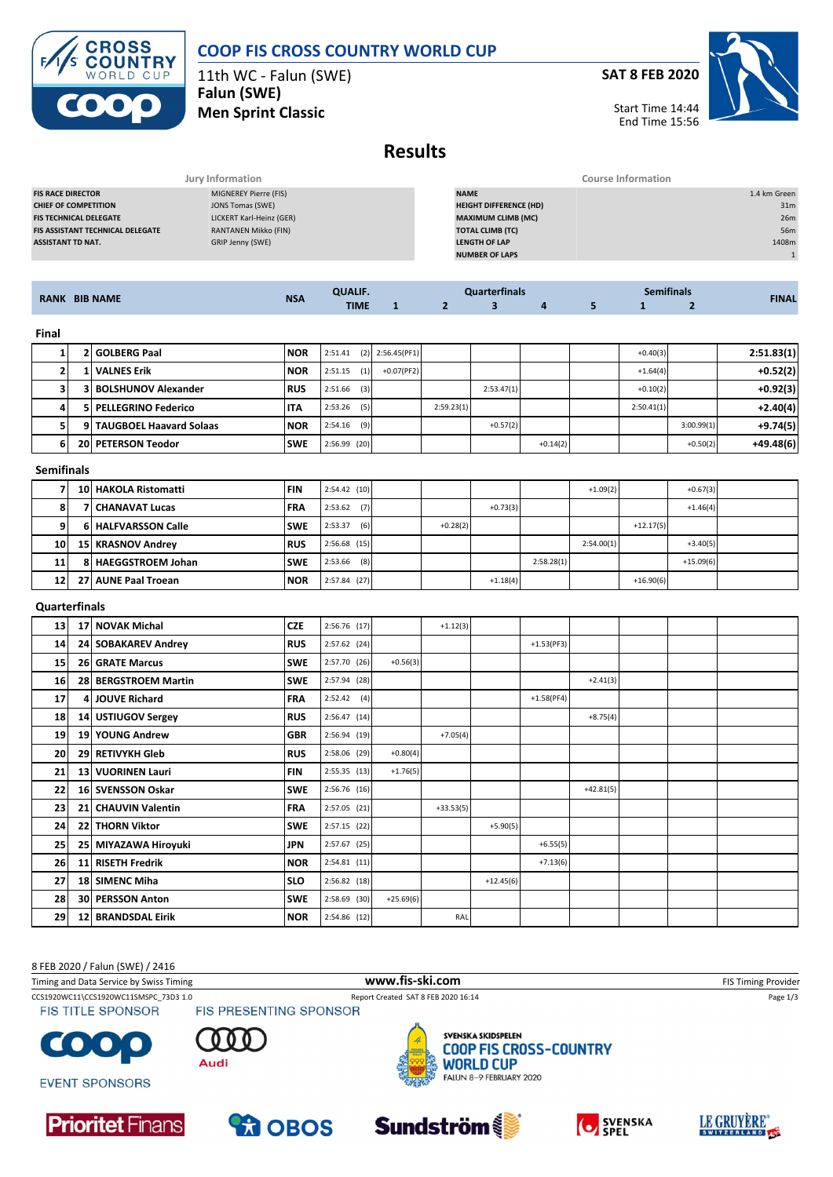# COOP FIS CROSS COUNTRY WORLD CUP

11th WC - Falun (SWE)
**Falun (SWE)**
**Men Sprint Classic**

**SAT 8 FEB 2020**

Start Time 14:44
End Time 15:56

## Results

| Jury Information | |
|---|---|
| FIS RACE DIRECTOR | MIGNEREY Pierre (FIS) |
| CHIEF OF COMPETITION | JONS Tomas (SWE) |
| FIS TECHNICAL DELEGATE | LICKERT Karl-Heinz (GER) |
| FIS ASSISTANT TECHNICAL DELEGATE | RANTANEN Mikko (FIN) |
| ASSISTANT TD NAT. | GRIP Jenny (SWE) |

| Course Information | |
|---|---|
| NAME | 1.4 km Green |
| HEIGHT DIFFERENCE (HD) | 31m |
| MAXIMUM CLIMB (MC) | 26m |
| TOTAL CLIMB (TC) | 56m |
| LENGTH OF LAP | 1408m |
| NUMBER OF LAPS | 1 |

| RANK | BIB | NAME | NSA | QUALIF. TIME | Quarterfinals 1 | 2 | 3 | 4 | 5 | Semifinals 1 | 2 | FINAL |
|---|---|---|---|---|---|---|---|---|---|---|---|---|
| **Final** | | | | | | | | | | | | |
| 1 | 2 | GOLBERG Paal | NOR | 2:51.41 (2) | 2:56.45(PF1) | | | | | +0.40(3) | | 2:51.83(1) |
| 2 | 1 | VALNES Erik | NOR | 2:51.15 (1) | +0.07(PF2) | | | | | +1.64(4) | | +0.52(2) |
| 3 | 3 | BOLSHUNOV Alexander | RUS | 2:51.66 (3) | | | 2:53.47(1) | | | +0.10(2) | | +0.92(3) |
| 4 | 5 | PELLEGRINO Federico | ITA | 2:53.26 (5) | | 2:59.23(1) | | | | 2:50.41(1) | | +2.40(4) |
| 5 | 9 | TAUGBOEL Haavard Solaas | NOR | 2:54.16 (9) | | | +0.57(2) | | | | 3:00.99(1) | +9.74(5) |
| 6 | 20 | PETERSON Teodor | SWE | 2:56.99 (20) | | | | +0.14(2) | | | +0.50(2) | +49.48(6) |
| **Semifinals** | | | | | | | | | | | | |
| 7 | 10 | HAKOLA Ristomatti | FIN | 2:54.42 (10) | | | | | +1.09(2) | | +0.67(3) | |
| 8 | 7 | CHANAVAT Lucas | FRA | 2:53.62 (7) | | | +0.73(3) | | | | +1.46(4) | |
| 9 | 6 | HALFVARSSON Calle | SWE | 2:53.37 (6) | | +0.28(2) | | | | +12.17(5) | | |
| 10 | 15 | KRASNOV Andrey | RUS | 2:56.68 (15) | | | | | 2:54.00(1) | | +3.40(5) | |
| 11 | 8 | HAEGGSTROEM Johan | SWE | 2:53.66 (8) | | | | 2:58.28(1) | | | +15.09(6) | |
| 12 | 27 | AUNE Paal Troean | NOR | 2:57.84 (27) | | | +1.18(4) | | | +16.90(6) | | |
| **Quarterfinals** | | | | | | | | | | | | |
| 13 | 17 | NOVAK Michal | CZE | 2:56.76 (17) | | +1.12(3) | | | | | | |
| 14 | 24 | SOBAKAREV Andrey | RUS | 2:57.62 (24) | | | | +1.53(PF3) | | | | |
| 15 | 26 | GRATE Marcus | SWE | 2:57.70 (26) | +0.56(3) | | | | | | | |
| 16 | 28 | BERGSTROEM Martin | SWE | 2:57.94 (28) | | | | | +2.41(3) | | | |
| 17 | 4 | JOUVE Richard | FRA | 2:52.42 (4) | | | | +1.58(PF4) | | | | |
| 18 | 14 | USTIUGOV Sergey | RUS | 2:56.47 (14) | | | | | +8.75(4) | | | |
| 19 | 19 | YOUNG Andrew | GBR | 2:56.94 (19) | | +7.05(4) | | | | | | |
| 20 | 29 | RETIVYKH Gleb | RUS | 2:58.06 (29) | +0.80(4) | | | | | | | |
| 21 | 13 | VUORINEN Lauri | FIN | 2:55.35 (13) | +1.76(5) | | | | | | | |
| 22 | 16 | SVENSSON Oskar | SWE | 2:56.76 (16) | | | | | +42.81(5) | | | |
| 23 | 21 | CHAUVIN Valentin | FRA | 2:57.05 (21) | | +33.53(5) | | | | | | |
| 24 | 22 | THORN Viktor | SWE | 2:57.15 (22) | | | +5.90(5) | | | | | |
| 25 | 25 | MIYAZAWA Hiroyuki | JPN | 2:57.67 (25) | | | | +6.55(5) | | | | |
| 26 | 11 | RISETH Fredrik | NOR | 2:54.81 (11) | | | | +7.13(6) | | | | |
| 27 | 18 | SIMENC Miha | SLO | 2:56.82 (18) | | | +12.45(6) | | | | | |
| 28 | 30 | PERSSON Anton | SWE | 2:58.69 (30) | +25.69(6) | | | | | | | |
| 29 | 12 | BRANDSDAL Eirik | NOR | 2:54.86 (12) | | RAL | | | | | | |

8 FEB 2020 / Falun (SWE) / 2416

Timing and Data Service by Swiss Timing — www.fis-ski.com — FIS Timing Provider

CCS1920WC11\CCS1920WC11SMSPC_73D3 1.0 — Report Created SAT 8 FEB 2020 16:14

FIS TITLE SPONSOR — FIS PRESENTING SPONSOR — EVENT SPONSORS

SVENSKA SKIDSPELEN COOP FIS CROSS-COUNTRY WORLD CUP FALUN 8-9 FEBRUARY 2020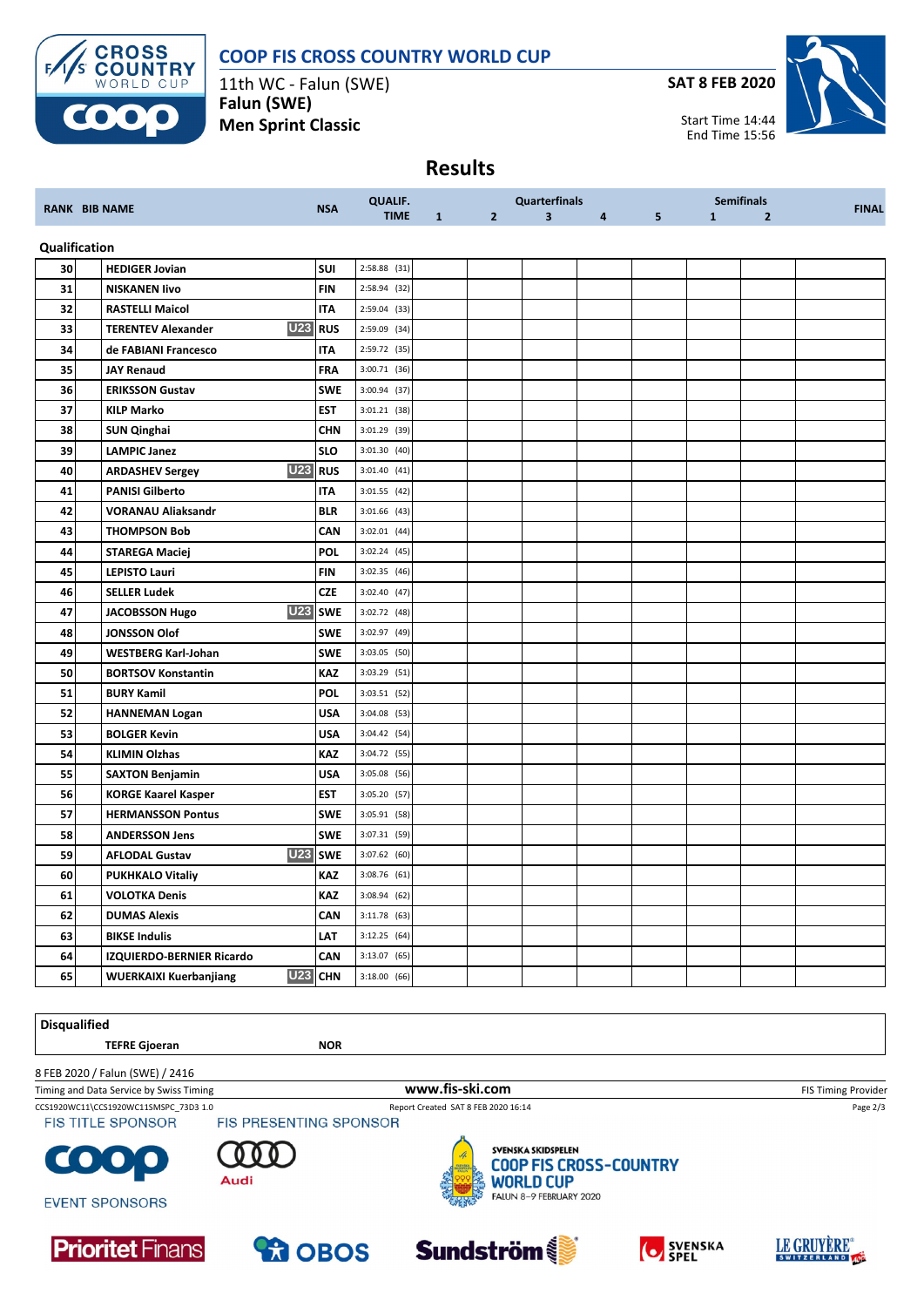# COOP FIS CROSS COUNTRY WORLD CUP

11th WC - Falun (SWE)
**Falun (SWE)**
**Men Sprint Classic**

**SAT 8 FEB 2020**

Start Time 14:44
End Time 15:56

## Results

| RANK | BIB | NAME | | NSA | QUALIF. TIME | Quarterfinals 1 | 2 | 3 | 4 | 5 | Semifinals 1 | 2 | FINAL |
|---|---|---|---|---|---|---|---|---|---|---|---|---|---|
| **Qualification** | | | | | | | | | | | | | |
| 30 | | HEDIGER Jovian | | SUI | 2:58.88 (31) | | | | | | | | |
| 31 | | NISKANEN Iivo | | FIN | 2:58.94 (32) | | | | | | | | |
| 32 | | RASTELLI Maicol | | ITA | 2:59.04 (33) | | | | | | | | |
| 33 | | TERENTEV Alexander | U23 | RUS | 2:59.09 (34) | | | | | | | | |
| 34 | | de FABIANI Francesco | | ITA | 2:59.72 (35) | | | | | | | | |
| 35 | | JAY Renaud | | FRA | 3:00.71 (36) | | | | | | | | |
| 36 | | ERIKSSON Gustav | | SWE | 3:00.94 (37) | | | | | | | | |
| 37 | | KILP Marko | | EST | 3:01.21 (38) | | | | | | | | |
| 38 | | SUN Qinghai | | CHN | 3:01.29 (39) | | | | | | | | |
| 39 | | LAMPIC Janez | | SLO | 3:01.30 (40) | | | | | | | | |
| 40 | | ARDASHEV Sergey | U23 | RUS | 3:01.40 (41) | | | | | | | | |
| 41 | | PANISI Gilberto | | ITA | 3:01.55 (42) | | | | | | | | |
| 42 | | VORANAU Aliaksandr | | BLR | 3:01.66 (43) | | | | | | | | |
| 43 | | THOMPSON Bob | | CAN | 3:02.01 (44) | | | | | | | | |
| 44 | | STAREGA Maciej | | POL | 3:02.24 (45) | | | | | | | | |
| 45 | | LEPISTO Lauri | | FIN | 3:02.35 (46) | | | | | | | | |
| 46 | | SELLER Ludek | | CZE | 3:02.40 (47) | | | | | | | | |
| 47 | | JACOBSSON Hugo | U23 | SWE | 3:02.72 (48) | | | | | | | | |
| 48 | | JONSSON Olof | | SWE | 3:02.97 (49) | | | | | | | | |
| 49 | | WESTBERG Karl-Johan | | SWE | 3:03.05 (50) | | | | | | | | |
| 50 | | BORTSOV Konstantin | | KAZ | 3:03.29 (51) | | | | | | | | |
| 51 | | BURY Kamil | | POL | 3:03.51 (52) | | | | | | | | |
| 52 | | HANNEMAN Logan | | USA | 3:04.08 (53) | | | | | | | | |
| 53 | | BOLGER Kevin | | USA | 3:04.42 (54) | | | | | | | | |
| 54 | | KLIMIN Olzhas | | KAZ | 3:04.72 (55) | | | | | | | | |
| 55 | | SAXTON Benjamin | | USA | 3:05.08 (56) | | | | | | | | |
| 56 | | KORGE Kaarel Kasper | | EST | 3:05.20 (57) | | | | | | | | |
| 57 | | HERMANSSON Pontus | | SWE | 3:05.91 (58) | | | | | | | | |
| 58 | | ANDERSSON Jens | | SWE | 3:07.31 (59) | | | | | | | | |
| 59 | | AFLODAL Gustav | U23 | SWE | 3:07.62 (60) | | | | | | | | |
| 60 | | PUKHKALO Vitaliy | | KAZ | 3:08.76 (61) | | | | | | | | |
| 61 | | VOLOTKA Denis | | KAZ | 3:08.94 (62) | | | | | | | | |
| 62 | | DUMAS Alexis | | CAN | 3:11.78 (63) | | | | | | | | |
| 63 | | BIKSE Indulis | | LAT | 3:12.25 (64) | | | | | | | | |
| 64 | | IZQUIERDO-BERNIER Ricardo | | CAN | 3:13.07 (65) | | | | | | | | |
| 65 | | WUERKAIXI Kuerbanjiang | U23 | CHN | 3:18.00 (66) | | | | | | | | |

**Disqualified**

| NAME | NSA |
|---|---|
| TEFRE Gjoeran | NOR |

8 FEB 2020 / Falun (SWE) / 2416

Timing and Data Service by Swiss Timing | www.fis-ski.com | FIS Timing Provider

CCS1920WC11\CCS1920WC11SMSPC_73D3 1.0 | Report Created SAT 8 FEB 2020 16:14

FIS TITLE SPONSOR: COOP | FIS PRESENTING SPONSOR: Audi

SVENSKA SKIDSPELEN COOP FIS CROSS-COUNTRY WORLD CUP FALUN 8–9 FEBRUARY 2020

EVENT SPONSORS: Prioritet Finans, OBOS, Sundström, Svenska Spel, Le Gruyère Switzerland AOP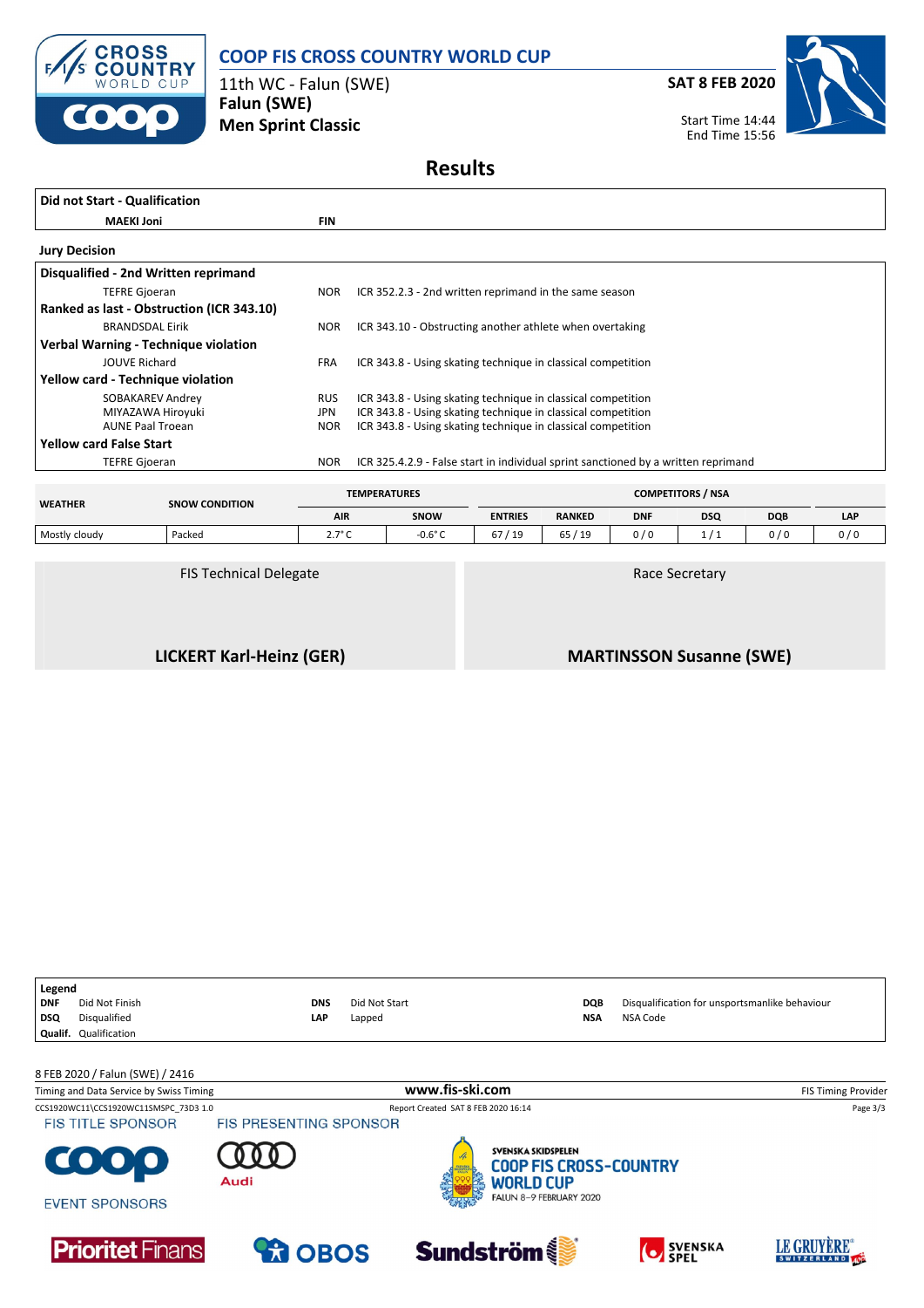# COOP FIS CROSS COUNTRY WORLD CUP

11th WC - Falun (SWE)
**Falun (SWE)**
**Men Sprint Classic**

**SAT 8 FEB 2020**

Start Time 14:44
End Time 15:56

## Results

| **Did not Start - Qualification** | | |
|---|---|---|
| MAEKI Joni | FIN | |

### Jury Decision

| | | |
|---|---|---|
| **Disqualified - 2nd Written reprimand** | | |
| TEFRE Gjoeran | NOR | ICR 352.2.3 - 2nd written reprimand in the same season |
| **Ranked as last - Obstruction (ICR 343.10)** | | |
| BRANDSDAL Eirik | NOR | ICR 343.10 - Obstructing another athlete when overtaking |
| **Verbal Warning - Technique violation** | | |
| JOUVE Richard | FRA | ICR 343.8 - Using skating technique in classical competition |
| **Yellow card - Technique violation** | | |
| SOBAKAREV Andrey | RUS | ICR 343.8 - Using skating technique in classical competition |
| MIYAZAWA Hiroyuki | JPN | ICR 343.8 - Using skating technique in classical competition |
| AUNE Paal Troean | NOR | ICR 343.8 - Using skating technique in classical competition |
| **Yellow card False Start** | | |
| TEFRE Gjoeran | NOR | ICR 325.4.2.9 - False start in individual sprint sanctioned by a written reprimand |

| WEATHER | SNOW CONDITION | TEMPERATURES | | COMPETITORS / NSA | | | | | |
|---|---|---|---|---|---|---|---|---|---|
| | | AIR | SNOW | ENTRIES | RANKED | DNF | DSQ | DQB | LAP |
| Mostly cloudy | Packed | 2.7° C | -0.6° C | 67 / 19 | 65 / 19 | 0 / 0 | 1 / 1 | 0 / 0 | 0 / 0 |

| FIS Technical Delegate | Race Secretary |
|---|---|
| **LICKERT Karl-Heinz (GER)** | **MARTINSSON Susanne (SWE)** |

**Legend**

| | | | | | |
|---|---|---|---|---|---|
| **DNF** | Did Not Finish | **DNS** | Did Not Start | **DQB** | Disqualification for unsportsmanlike behaviour |
| **DSQ** | Disqualified | **LAP** | Lapped | **NSA** | NSA Code |
| **Qualif.** | Qualification | | | | |

8 FEB 2020 / Falun (SWE) / 2416
Timing and Data Service by Swiss Timing — www.fis-ski.com — FIS Timing Provider
CCS1920WC11\CCS1920WC11SMSPC_73D3 1.0 — Report Created SAT 8 FEB 2020 16:14

FIS TITLE SPONSOR — FIS PRESENTING SPONSOR

EVENT SPONSORS